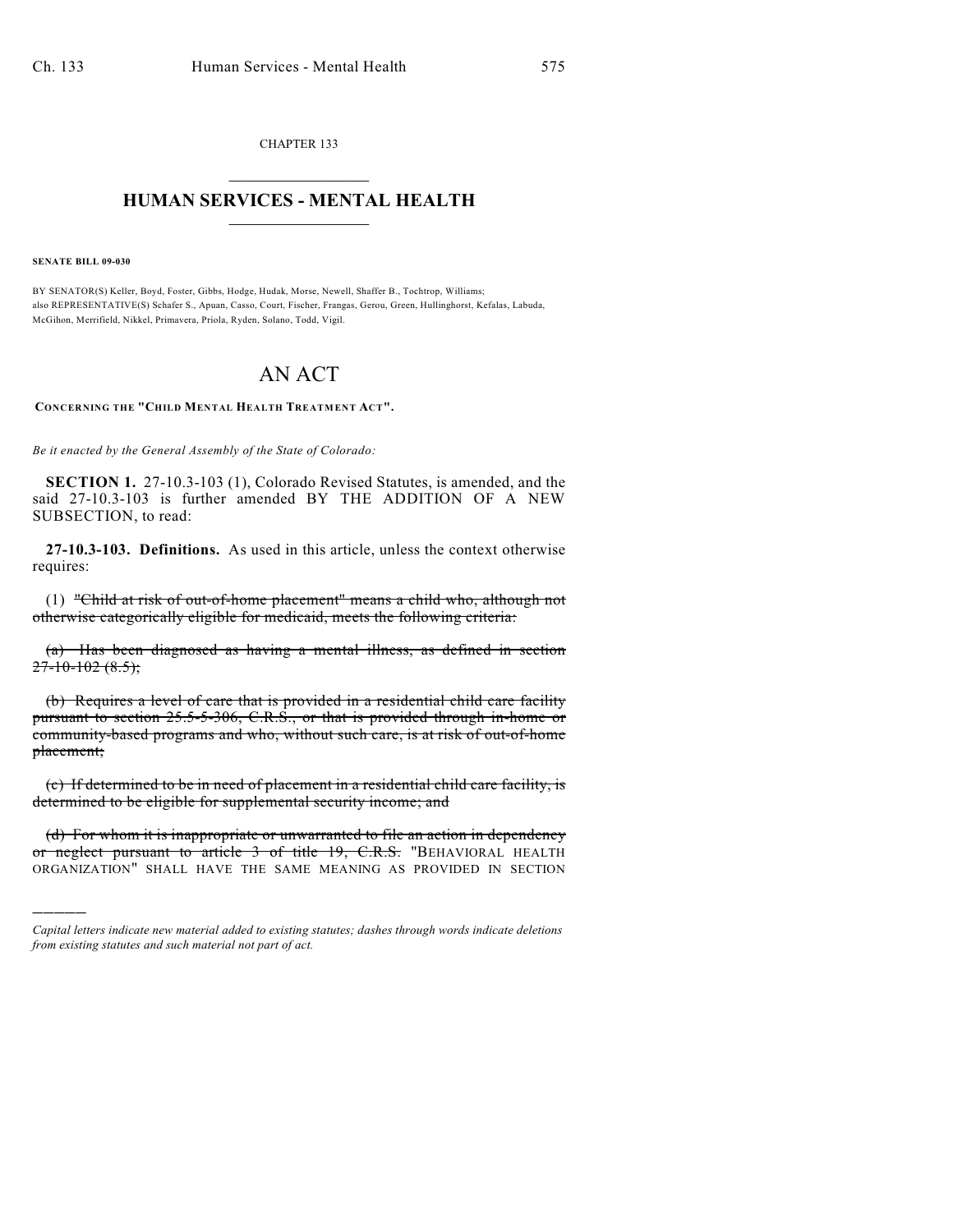CHAPTER 133

# HUMAN SERVICES - MENTAL HEALTH

**SENATE BILL 09-030**

BY SENATOR(S) Keller, Boyd, Foster, Gibbs, Hodge, Hudak, Morse, Newell, Shaffer B., Tochtrop, Williams;
also REPRESENTATIVE(S) Schafer S., Apuan, Casso, Court, Fischer, Frangas, Gerou, Green, Hullinghorst, Kefalas, Labuda, McGihon, Merrifield, Nikkel, Primavera, Priola, Ryden, Solano, Todd, Vigil.

# AN ACT

**CONCERNING THE "CHILD MENTAL HEALTH TREATMENT ACT".**

*Be it enacted by the General Assembly of the State of Colorado:*

**SECTION 1.** 27-10.3-103 (1), Colorado Revised Statutes, is amended, and the said 27-10.3-103 is further amended BY THE ADDITION OF A NEW SUBSECTION, to read:

**27-10.3-103. Definitions.** As used in this article, unless the context otherwise requires:

(1) ~~"Child at risk of out-of-home placement" means a child who, although not otherwise categorically eligible for medicaid, meets the following criteria:~~

~~(a) Has been diagnosed as having a mental illness, as defined in section 27-10-102 (8.5);~~

~~(b) Requires a level of care that is provided in a residential child care facility pursuant to section 25.5-5-306, C.R.S., or that is provided through in-home or community-based programs and who, without such care, is at risk of out-of-home placement;~~

~~(c) If determined to be in need of placement in a residential child care facility, is determined to be eligible for supplemental security income; and~~

~~(d) For whom it is inappropriate or unwarranted to file an action in dependency or neglect pursuant to article 3 of title 19, C.R.S.~~ "BEHAVIORAL HEALTH ORGANIZATION" SHALL HAVE THE SAME MEANING AS PROVIDED IN SECTION

---

*Capital letters indicate new material added to existing statutes; dashes through words indicate deletions from existing statutes and such material not part of act.*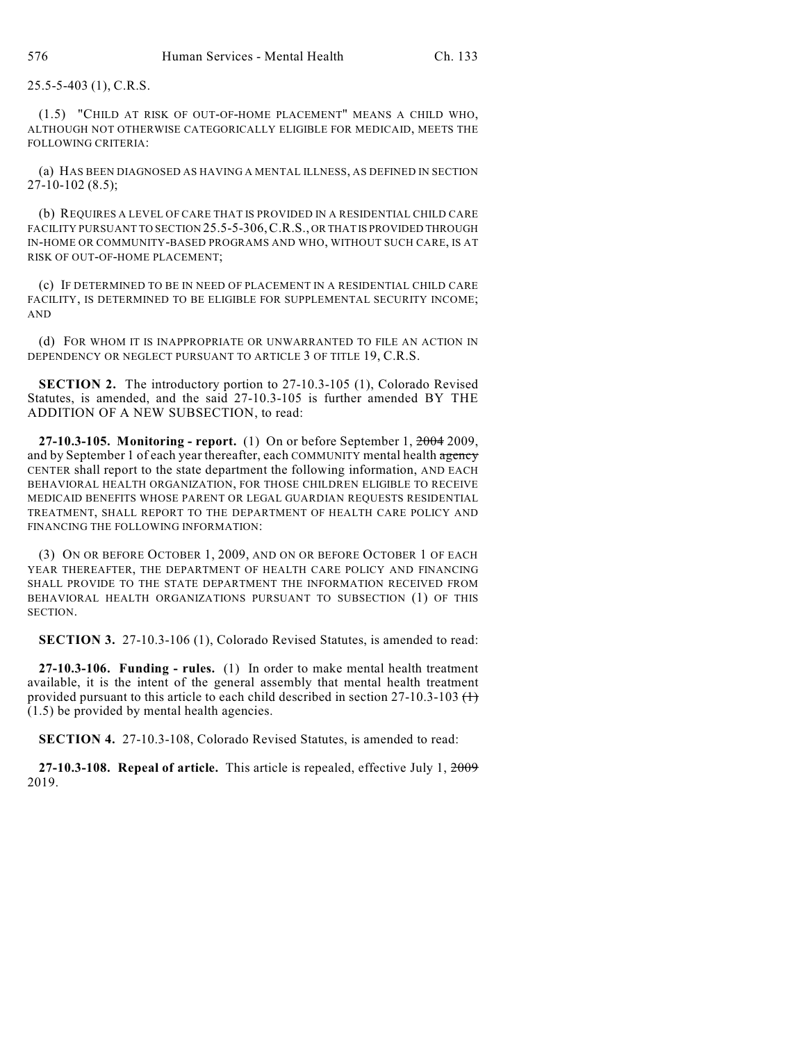25.5-5-403 (1), C.R.S.

(1.5) "CHILD AT RISK OF OUT-OF-HOME PLACEMENT" MEANS A CHILD WHO, ALTHOUGH NOT OTHERWISE CATEGORICALLY ELIGIBLE FOR MEDICAID, MEETS THE FOLLOWING CRITERIA:

(a) HAS BEEN DIAGNOSED AS HAVING A MENTAL ILLNESS, AS DEFINED IN SECTION 27-10-102 (8.5);

(b) REQUIRES A LEVEL OF CARE THAT IS PROVIDED IN A RESIDENTIAL CHILD CARE FACILITY PURSUANT TO SECTION 25.5-5-306, C.R.S., OR THAT IS PROVIDED THROUGH IN-HOME OR COMMUNITY-BASED PROGRAMS AND WHO, WITHOUT SUCH CARE, IS AT RISK OF OUT-OF-HOME PLACEMENT;

(c) IF DETERMINED TO BE IN NEED OF PLACEMENT IN A RESIDENTIAL CHILD CARE FACILITY, IS DETERMINED TO BE ELIGIBLE FOR SUPPLEMENTAL SECURITY INCOME; AND

(d) FOR WHOM IT IS INAPPROPRIATE OR UNWARRANTED TO FILE AN ACTION IN DEPENDENCY OR NEGLECT PURSUANT TO ARTICLE 3 OF TITLE 19, C.R.S.

**SECTION 2.** The introductory portion to 27-10.3-105 (1), Colorado Revised Statutes, is amended, and the said 27-10.3-105 is further amended BY THE ADDITION OF A NEW SUBSECTION, to read:

**27-10.3-105. Monitoring - report.** (1) On or before September 1, ~~2004~~ 2009, and by September 1 of each year thereafter, each COMMUNITY mental health ~~agency~~ CENTER shall report to the state department the following information, AND EACH BEHAVIORAL HEALTH ORGANIZATION, FOR THOSE CHILDREN ELIGIBLE TO RECEIVE MEDICAID BENEFITS WHOSE PARENT OR LEGAL GUARDIAN REQUESTS RESIDENTIAL TREATMENT, SHALL REPORT TO THE DEPARTMENT OF HEALTH CARE POLICY AND FINANCING THE FOLLOWING INFORMATION:

(3) ON OR BEFORE OCTOBER 1, 2009, AND ON OR BEFORE OCTOBER 1 OF EACH YEAR THEREAFTER, THE DEPARTMENT OF HEALTH CARE POLICY AND FINANCING SHALL PROVIDE TO THE STATE DEPARTMENT THE INFORMATION RECEIVED FROM BEHAVIORAL HEALTH ORGANIZATIONS PURSUANT TO SUBSECTION (1) OF THIS SECTION.

**SECTION 3.** 27-10.3-106 (1), Colorado Revised Statutes, is amended to read:

**27-10.3-106. Funding - rules.** (1) In order to make mental health treatment available, it is the intent of the general assembly that mental health treatment provided pursuant to this article to each child described in section 27-10.3-103 ~~(1)~~ (1.5) be provided by mental health agencies.

**SECTION 4.** 27-10.3-108, Colorado Revised Statutes, is amended to read:

**27-10.3-108. Repeal of article.** This article is repealed, effective July 1, ~~2009~~ 2019.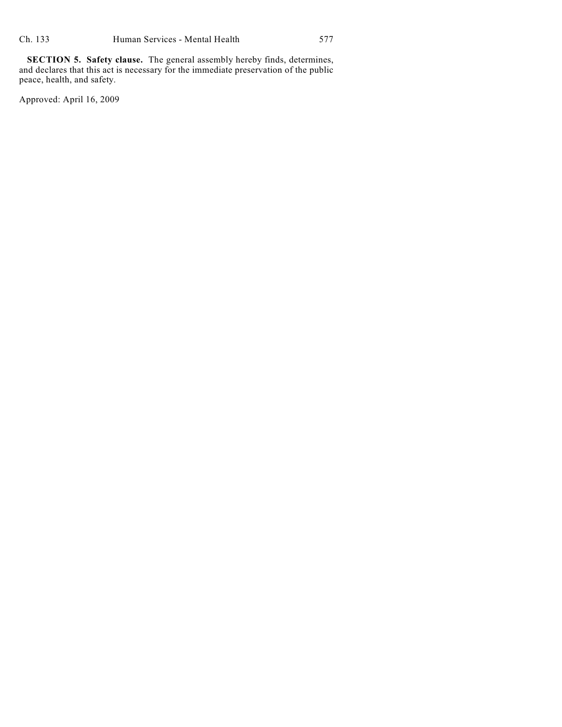**SECTION 5. Safety clause.** The general assembly hereby finds, determines, and declares that this act is necessary for the immediate preservation of the public peace, health, and safety.

Approved: April 16, 2009